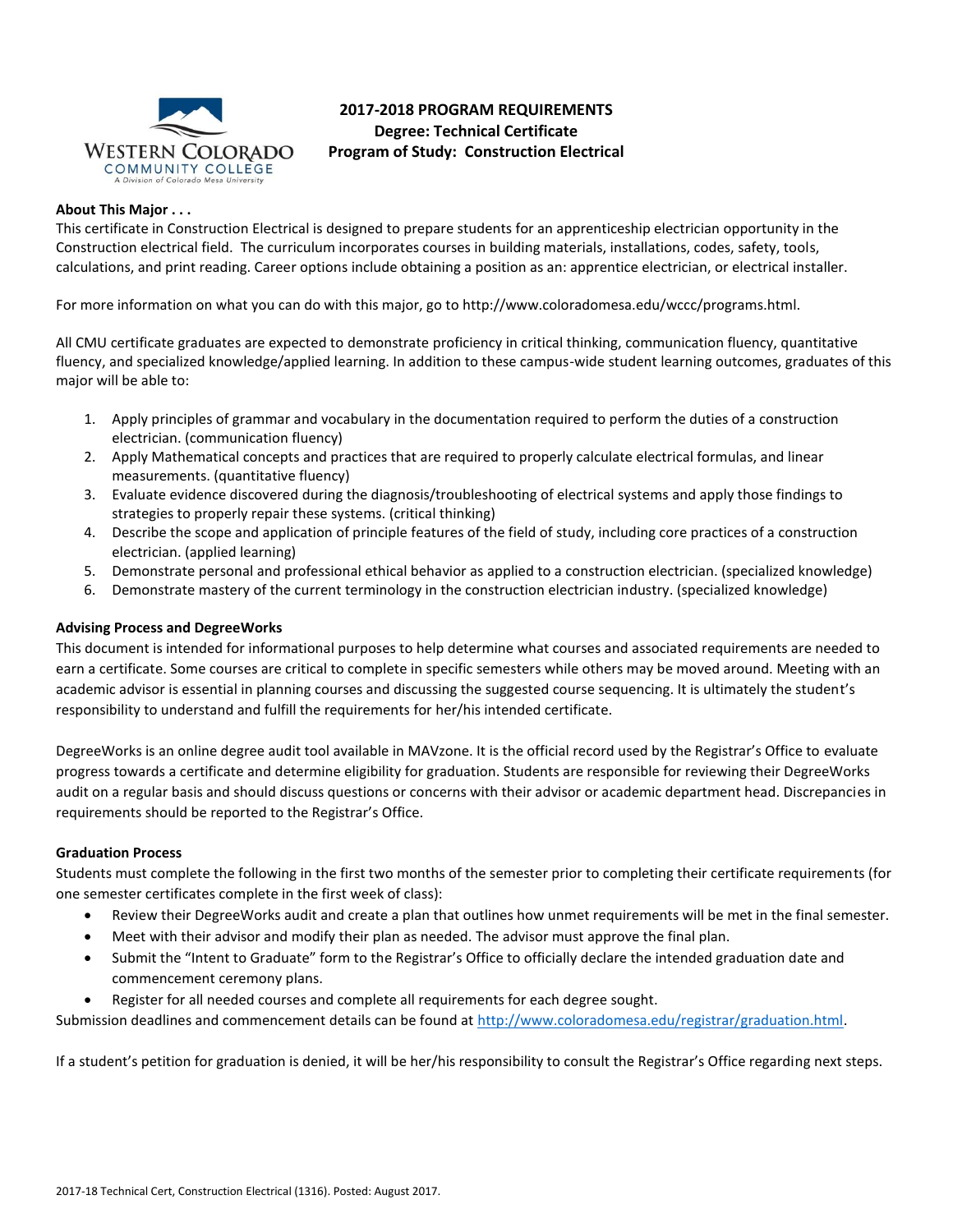# 2017-2018 PROGRAM REQUIREMENTS

**Degree: Technical Certificate**

**Program of Study: Construction Electrical**

**About This Major . . .**

This certificate in Construction Electrical is designed to prepare students for an apprenticeship electrician opportunity in the Construction electrical field. The curriculum incorporates courses in building materials, installations, codes, safety, tools, calculations, and print reading. Career options include obtaining a position as an: apprentice electrician, or electrical installer.

For more information on what you can do with this major, go to http://www.coloradomesa.edu/wccc/programs.html.

All CMU certificate graduates are expected to demonstrate proficiency in critical thinking, communication fluency, quantitative fluency, and specialized knowledge/applied learning. In addition to these campus-wide student learning outcomes, graduates of this major will be able to:

1. Apply principles of grammar and vocabulary in the documentation required to perform the duties of a construction electrician. (communication fluency)
2. Apply Mathematical concepts and practices that are required to properly calculate electrical formulas, and linear measurements. (quantitative fluency)
3. Evaluate evidence discovered during the diagnosis/troubleshooting of electrical systems and apply those findings to strategies to properly repair these systems. (critical thinking)
4. Describe the scope and application of principle features of the field of study, including core practices of a construction electrician. (applied learning)
5. Demonstrate personal and professional ethical behavior as applied to a construction electrician. (specialized knowledge)
6. Demonstrate mastery of the current terminology in the construction electrician industry. (specialized knowledge)

**Advising Process and DegreeWorks**

This document is intended for informational purposes to help determine what courses and associated requirements are needed to earn a certificate. Some courses are critical to complete in specific semesters while others may be moved around. Meeting with an academic advisor is essential in planning courses and discussing the suggested course sequencing. It is ultimately the student's responsibility to understand and fulfill the requirements for her/his intended certificate.

DegreeWorks is an online degree audit tool available in MAVzone. It is the official record used by the Registrar's Office to evaluate progress towards a certificate and determine eligibility for graduation. Students are responsible for reviewing their DegreeWorks audit on a regular basis and should discuss questions or concerns with their advisor or academic department head. Discrepancies in requirements should be reported to the Registrar's Office.

**Graduation Process**

Students must complete the following in the first two months of the semester prior to completing their certificate requirements (for one semester certificates complete in the first week of class):

- Review their DegreeWorks audit and create a plan that outlines how unmet requirements will be met in the final semester.
- Meet with their advisor and modify their plan as needed. The advisor must approve the final plan.
- Submit the "Intent to Graduate" form to the Registrar's Office to officially declare the intended graduation date and commencement ceremony plans.
- Register for all needed courses and complete all requirements for each degree sought.

Submission deadlines and commencement details can be found at http://www.coloradomesa.edu/registrar/graduation.html.

If a student's petition for graduation is denied, it will be her/his responsibility to consult the Registrar's Office regarding next steps.

2017-18 Technical Cert, Construction Electrical (1316). Posted: August 2017.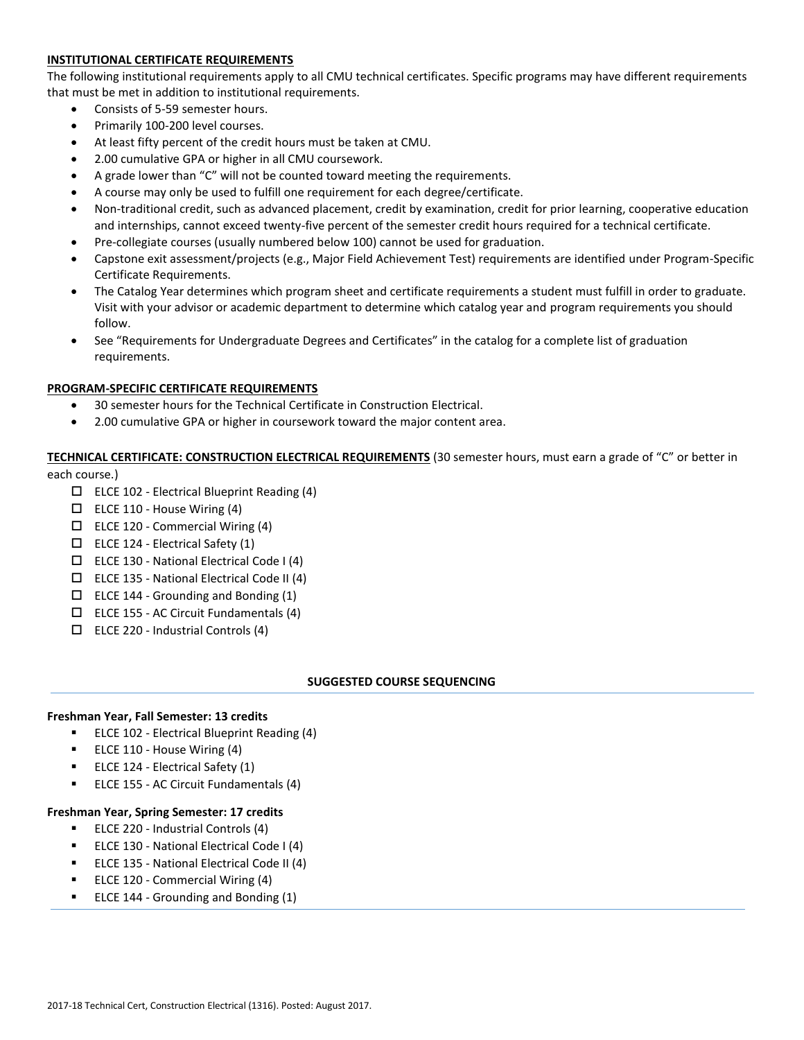## INSTITUTIONAL CERTIFICATE REQUIREMENTS

The following institutional requirements apply to all CMU technical certificates. Specific programs may have different requirements that must be met in addition to institutional requirements.

- Consists of 5-59 semester hours.
- Primarily 100-200 level courses.
- At least fifty percent of the credit hours must be taken at CMU.
- 2.00 cumulative GPA or higher in all CMU coursework.
- A grade lower than "C" will not be counted toward meeting the requirements.
- A course may only be used to fulfill one requirement for each degree/certificate.
- Non-traditional credit, such as advanced placement, credit by examination, credit for prior learning, cooperative education and internships, cannot exceed twenty-five percent of the semester credit hours required for a technical certificate.
- Pre-collegiate courses (usually numbered below 100) cannot be used for graduation.
- Capstone exit assessment/projects (e.g., Major Field Achievement Test) requirements are identified under Program-Specific Certificate Requirements.
- The Catalog Year determines which program sheet and certificate requirements a student must fulfill in order to graduate. Visit with your advisor or academic department to determine which catalog year and program requirements you should follow.
- See "Requirements for Undergraduate Degrees and Certificates" in the catalog for a complete list of graduation requirements.

## PROGRAM-SPECIFIC CERTIFICATE REQUIREMENTS

- 30 semester hours for the Technical Certificate in Construction Electrical.
- 2.00 cumulative GPA or higher in coursework toward the major content area.

**TECHNICAL CERTIFICATE: CONSTRUCTION ELECTRICAL REQUIREMENTS** (30 semester hours, must earn a grade of "C" or better in each course.)

- ☐ ELCE 102 - Electrical Blueprint Reading (4)
- ☐ ELCE 110 - House Wiring (4)
- ☐ ELCE 120 - Commercial Wiring (4)
- ☐ ELCE 124 - Electrical Safety (1)
- ☐ ELCE 130 - National Electrical Code I (4)
- ☐ ELCE 135 - National Electrical Code II (4)
- ☐ ELCE 144 - Grounding and Bonding (1)
- ☐ ELCE 155 - AC Circuit Fundamentals (4)
- ☐ ELCE 220 - Industrial Controls (4)

## SUGGESTED COURSE SEQUENCING

**Freshman Year, Fall Semester: 13 credits**

- ELCE 102 - Electrical Blueprint Reading (4)
- ELCE 110 - House Wiring (4)
- ELCE 124 - Electrical Safety (1)
- ELCE 155 - AC Circuit Fundamentals (4)

**Freshman Year, Spring Semester: 17 credits**

- ELCE 220 - Industrial Controls (4)
- ELCE 130 - National Electrical Code I (4)
- ELCE 135 - National Electrical Code II (4)
- ELCE 120 - Commercial Wiring (4)
- ELCE 144 - Grounding and Bonding (1)